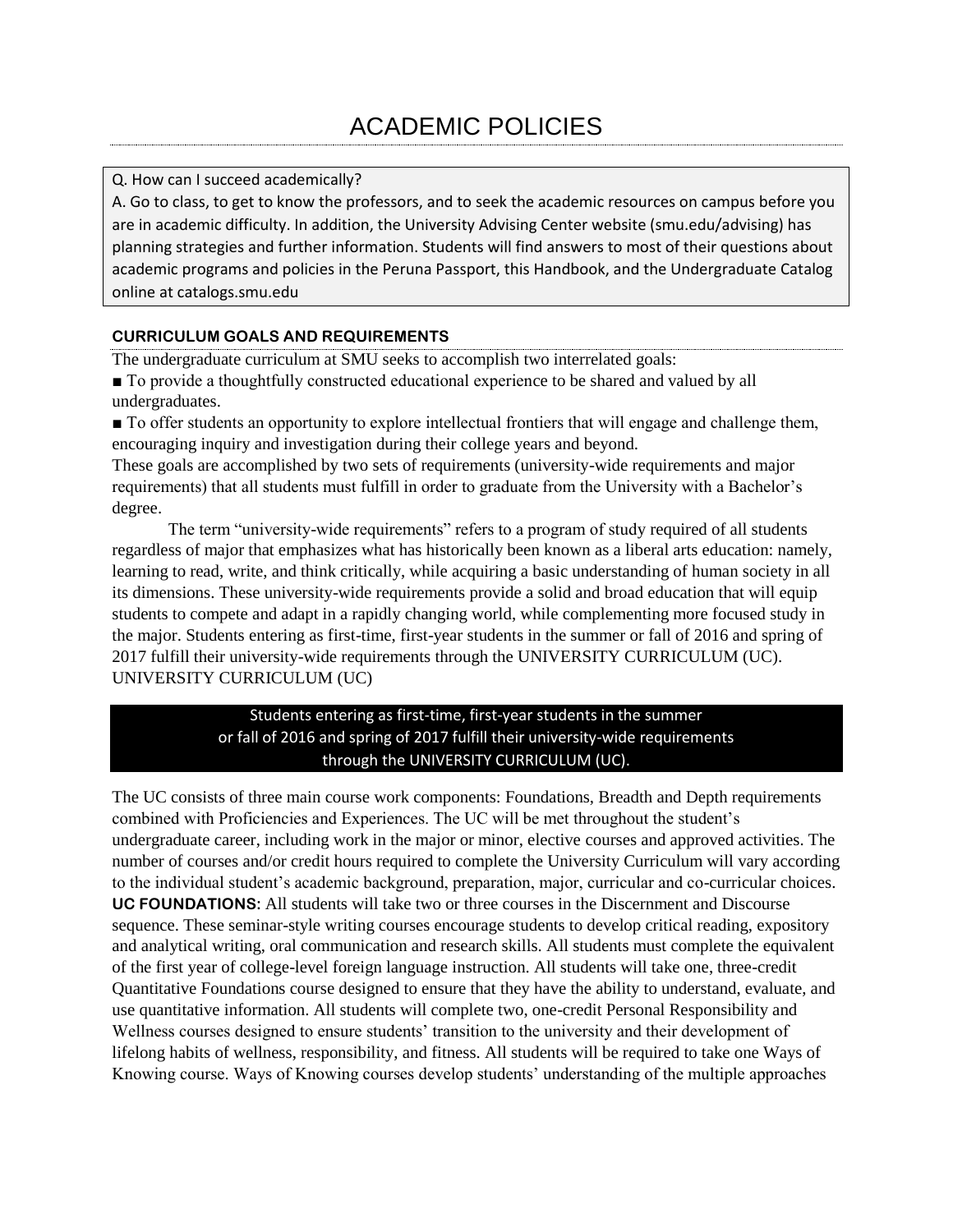# ACADEMIC POLICIES

Q. How can I succeed academically?

A. Go to class, to get to know the professors, and to seek the academic resources on campus before you are in academic difficulty. In addition, the University Advising Center website (smu.edu/advising) has planning strategies and further information. Students will find answers to most of their questions about academic programs and policies in the Peruna Passport, this Handbook, and the Undergraduate Catalog online at catalogs.smu.edu

## CURRICULUM GOALS AND REQUIREMENTS

The undergraduate curriculum at SMU seeks to accomplish two interrelated goals:

■ To provide a thoughtfully constructed educational experience to be shared and valued by all undergraduates.

■ To offer students an opportunity to explore intellectual frontiers that will engage and challenge them, encouraging inquiry and investigation during their college years and beyond.

These goals are accomplished by two sets of requirements (university-wide requirements and major requirements) that all students must fulfill in order to graduate from the University with a Bachelor's degree.

The term "university-wide requirements" refers to a program of study required of all students regardless of major that emphasizes what has historically been known as a liberal arts education: namely, learning to read, write, and think critically, while acquiring a basic understanding of human society in all its dimensions. These university-wide requirements provide a solid and broad education that will equip students to compete and adapt in a rapidly changing world, while complementing more focused study in the major. Students entering as first-time, first-year students in the summer or fall of 2016 and spring of 2017 fulfill their university-wide requirements through the UNIVERSITY CURRICULUM (UC). UNIVERSITY CURRICULUM (UC)

Students entering as first-time, first-year students in the summer or fall of 2016 and spring of 2017 fulfill their university-wide requirements through the UNIVERSITY CURRICULUM (UC).

The UC consists of three main course work components: Foundations, Breadth and Depth requirements combined with Proficiencies and Experiences. The UC will be met throughout the student's undergraduate career, including work in the major or minor, elective courses and approved activities. The number of courses and/or credit hours required to complete the University Curriculum will vary according to the individual student's academic background, preparation, major, curricular and co-curricular choices.

**UC FOUNDATIONS:** All students will take two or three courses in the Discernment and Discourse sequence. These seminar-style writing courses encourage students to develop critical reading, expository and analytical writing, oral communication and research skills. All students must complete the equivalent of the first year of college-level foreign language instruction. All students will take one, three-credit Quantitative Foundations course designed to ensure that they have the ability to understand, evaluate, and use quantitative information. All students will complete two, one-credit Personal Responsibility and Wellness courses designed to ensure students' transition to the university and their development of lifelong habits of wellness, responsibility, and fitness. All students will be required to take one Ways of Knowing course. Ways of Knowing courses develop students' understanding of the multiple approaches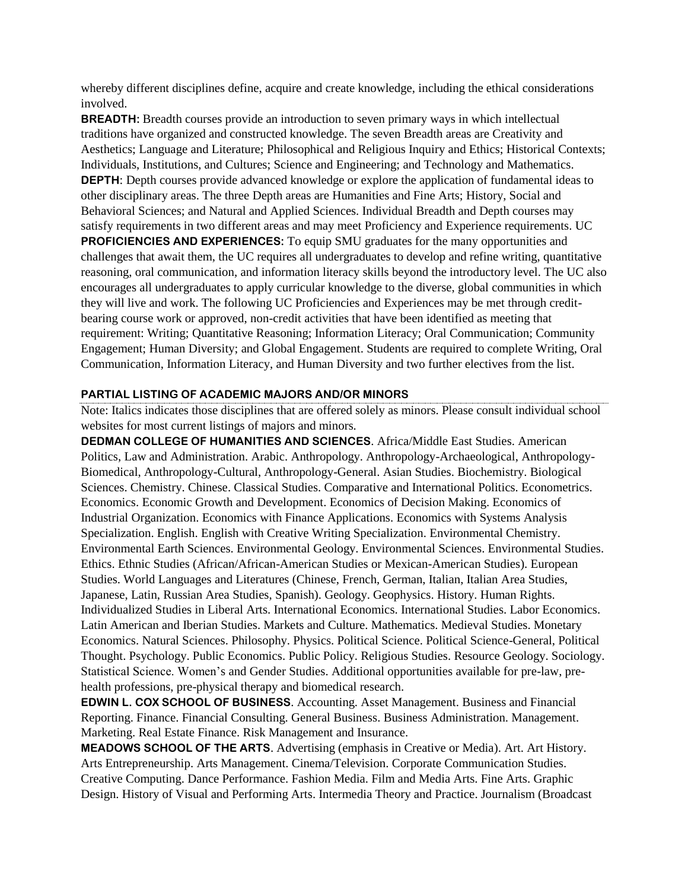whereby different disciplines define, acquire and create knowledge, including the ethical considerations involved.

**BREADTH:** Breadth courses provide an introduction to seven primary ways in which intellectual traditions have organized and constructed knowledge. The seven Breadth areas are Creativity and Aesthetics; Language and Literature; Philosophical and Religious Inquiry and Ethics; Historical Contexts; Individuals, Institutions, and Cultures; Science and Engineering; and Technology and Mathematics.

**DEPTH**: Depth courses provide advanced knowledge or explore the application of fundamental ideas to other disciplinary areas. The three Depth areas are Humanities and Fine Arts; History, Social and Behavioral Sciences; and Natural and Applied Sciences. Individual Breadth and Depth courses may satisfy requirements in two different areas and may meet Proficiency and Experience requirements. UC

**PROFICIENCIES AND EXPERIENCES:** To equip SMU graduates for the many opportunities and challenges that await them, the UC requires all undergraduates to develop and refine writing, quantitative reasoning, oral communication, and information literacy skills beyond the introductory level. The UC also encourages all undergraduates to apply curricular knowledge to the diverse, global communities in which they will live and work. The following UC Proficiencies and Experiences may be met through credit-bearing course work or approved, non-credit activities that have been identified as meeting that requirement: Writing; Quantitative Reasoning; Information Literacy; Oral Communication; Community Engagement; Human Diversity; and Global Engagement. Students are required to complete Writing, Oral Communication, Information Literacy, and Human Diversity and two further electives from the list.

## PARTIAL LISTING OF ACADEMIC MAJORS AND/OR MINORS

Note: Italics indicates those disciplines that are offered solely as minors. Please consult individual school websites for most current listings of majors and minors.

**DEDMAN COLLEGE OF HUMANITIES AND SCIENCES**. Africa/Middle East Studies. American Politics, Law and Administration. Arabic. Anthropology. Anthropology-Archaeological, Anthropology-Biomedical, Anthropology-Cultural, Anthropology-General. Asian Studies. Biochemistry. Biological Sciences. Chemistry. Chinese. Classical Studies. Comparative and International Politics. Econometrics. Economics. Economic Growth and Development. Economics of Decision Making. Economics of Industrial Organization. Economics with Finance Applications. Economics with Systems Analysis Specialization. English. English with Creative Writing Specialization. Environmental Chemistry. Environmental Earth Sciences. Environmental Geology. Environmental Sciences. Environmental Studies. Ethics. Ethnic Studies (African/African-American Studies or Mexican-American Studies). European Studies. World Languages and Literatures (Chinese, French, German, Italian, Italian Area Studies, Japanese, Latin, Russian Area Studies, Spanish). Geology. Geophysics. History. Human Rights. Individualized Studies in Liberal Arts. International Economics. International Studies. Labor Economics. Latin American and Iberian Studies. Markets and Culture. Mathematics. Medieval Studies. Monetary Economics. Natural Sciences. Philosophy. Physics. Political Science. Political Science-General, Political Thought. Psychology. Public Economics. Public Policy. Religious Studies. Resource Geology. Sociology. Statistical Science. Women's and Gender Studies. Additional opportunities available for pre-law, pre-health professions, pre-physical therapy and biomedical research.

**EDWIN L. COX SCHOOL OF BUSINESS**. Accounting. Asset Management. Business and Financial Reporting. Finance. Financial Consulting. General Business. Business Administration. Management. Marketing. Real Estate Finance. Risk Management and Insurance.

**MEADOWS SCHOOL OF THE ARTS**. Advertising (emphasis in Creative or Media). Art. Art History. Arts Entrepreneurship. Arts Management. Cinema/Television. Corporate Communication Studies. Creative Computing. Dance Performance. Fashion Media. Film and Media Arts. Fine Arts. Graphic Design. History of Visual and Performing Arts. Intermedia Theory and Practice. Journalism (Broadcast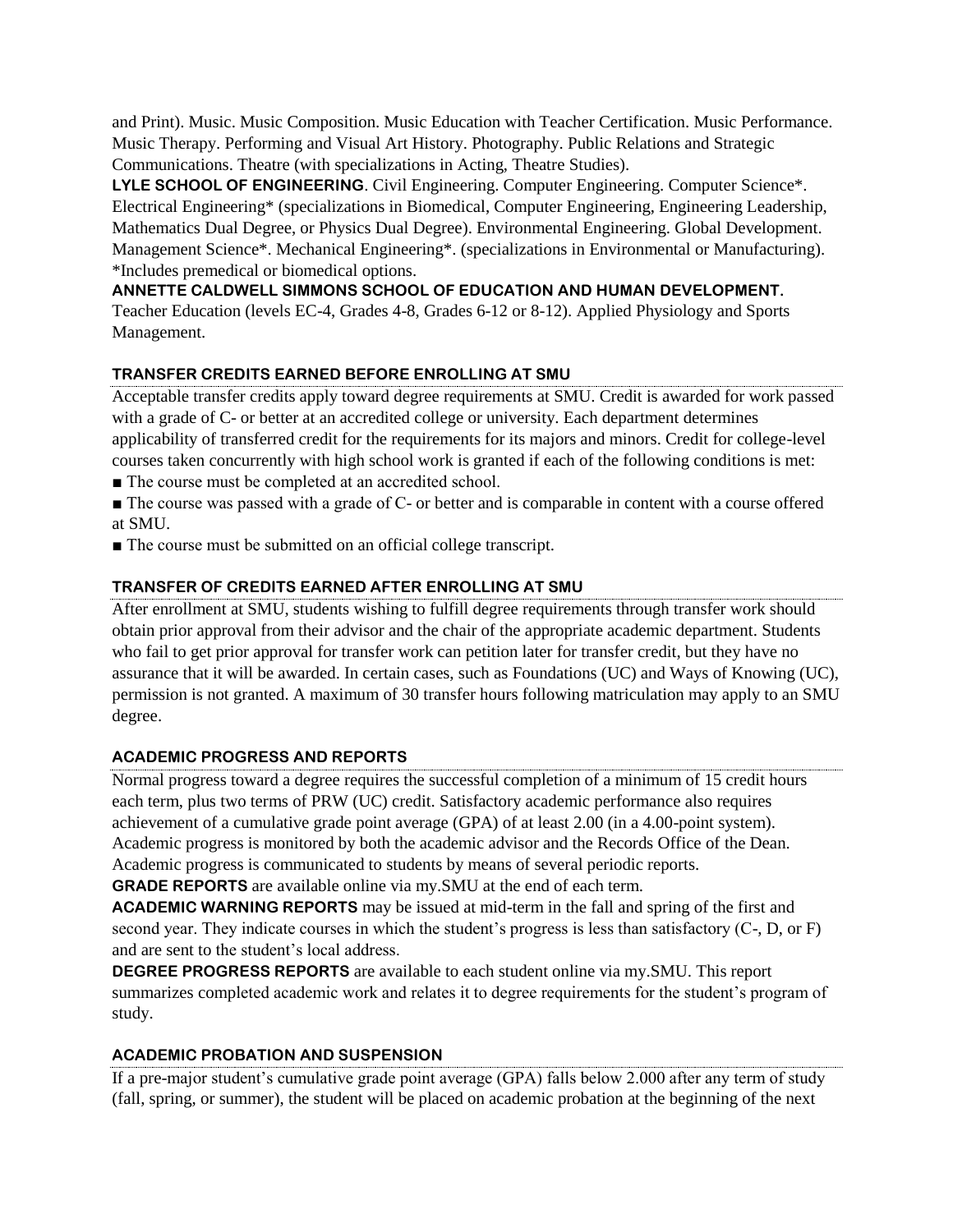and Print). Music. Music Composition. Music Education with Teacher Certification. Music Performance. Music Therapy. Performing and Visual Art History. Photography. Public Relations and Strategic Communications. Theatre (with specializations in Acting, Theatre Studies).

**LYLE SCHOOL OF ENGINEERING**. Civil Engineering. Computer Engineering. Computer Science*. Electrical Engineering* (specializations in Biomedical, Computer Engineering, Engineering Leadership, Mathematics Dual Degree, or Physics Dual Degree). Environmental Engineering. Global Development. Management Science*. Mechanical Engineering*. (specializations in Environmental or Manufacturing). *Includes premedical or biomedical options.

**ANNETTE CALDWELL SIMMONS SCHOOL OF EDUCATION AND HUMAN DEVELOPMENT.** Teacher Education (levels EC-4, Grades 4-8, Grades 6-12 or 8-12). Applied Physiology and Sports Management.

## TRANSFER CREDITS EARNED BEFORE ENROLLING AT SMU

Acceptable transfer credits apply toward degree requirements at SMU. Credit is awarded for work passed with a grade of C- or better at an accredited college or university. Each department determines applicability of transferred credit for the requirements for its majors and minors. Credit for college-level courses taken concurrently with high school work is granted if each of the following conditions is met:

- The course must be completed at an accredited school.
- The course was passed with a grade of C- or better and is comparable in content with a course offered at SMU.
- The course must be submitted on an official college transcript.

## TRANSFER OF CREDITS EARNED AFTER ENROLLING AT SMU

After enrollment at SMU, students wishing to fulfill degree requirements through transfer work should obtain prior approval from their advisor and the chair of the appropriate academic department. Students who fail to get prior approval for transfer work can petition later for transfer credit, but they have no assurance that it will be awarded. In certain cases, such as Foundations (UC) and Ways of Knowing (UC), permission is not granted. A maximum of 30 transfer hours following matriculation may apply to an SMU degree.

## ACADEMIC PROGRESS AND REPORTS

Normal progress toward a degree requires the successful completion of a minimum of 15 credit hours each term, plus two terms of PRW (UC) credit. Satisfactory academic performance also requires achievement of a cumulative grade point average (GPA) of at least 2.00 (in a 4.00-point system). Academic progress is monitored by both the academic advisor and the Records Office of the Dean. Academic progress is communicated to students by means of several periodic reports.

**GRADE REPORTS** are available online via my.SMU at the end of each term.

**ACADEMIC WARNING REPORTS** may be issued at mid-term in the fall and spring of the first and second year. They indicate courses in which the student's progress is less than satisfactory (C-, D, or F) and are sent to the student's local address.

**DEGREE PROGRESS REPORTS** are available to each student online via my.SMU. This report summarizes completed academic work and relates it to degree requirements for the student's program of study.

## ACADEMIC PROBATION AND SUSPENSION

If a pre-major student's cumulative grade point average (GPA) falls below 2.000 after any term of study (fall, spring, or summer), the student will be placed on academic probation at the beginning of the next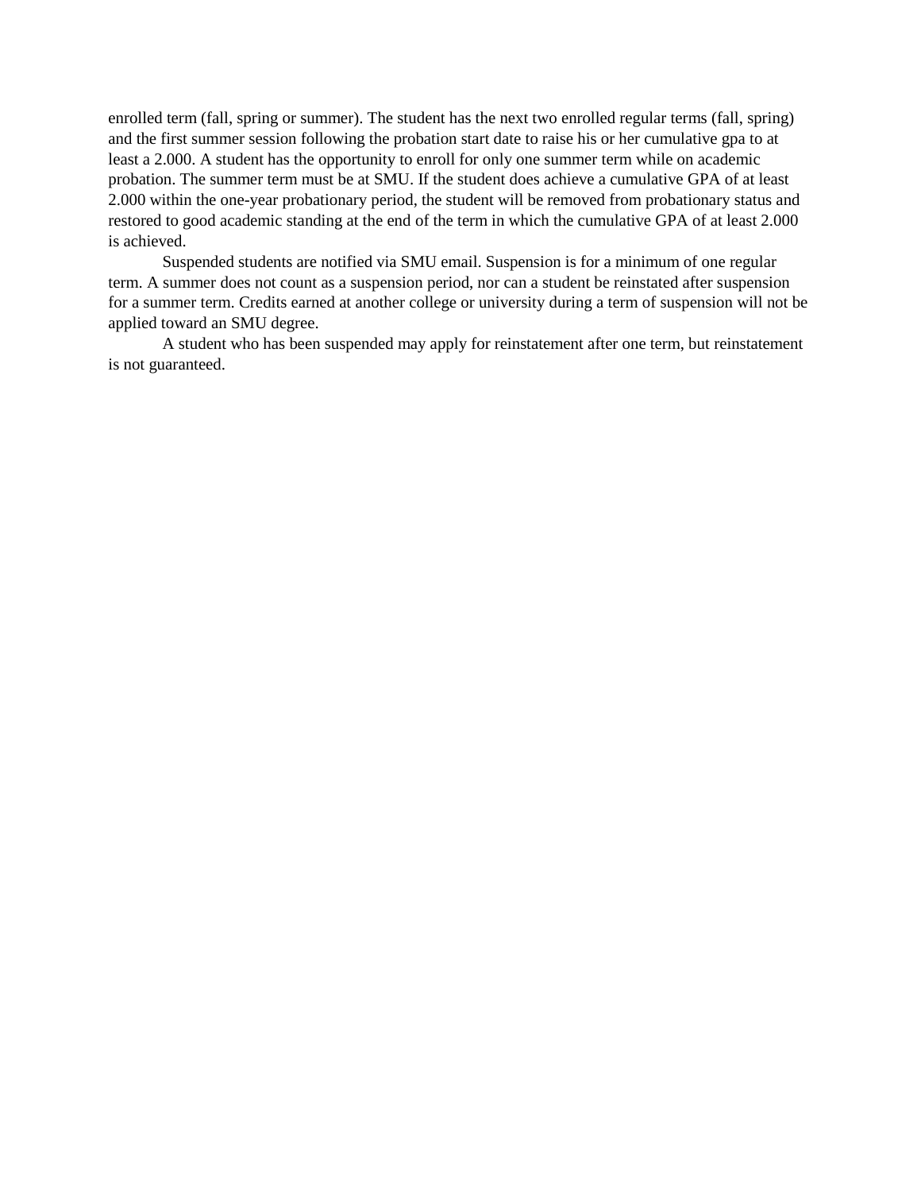enrolled term (fall, spring or summer). The student has the next two enrolled regular terms (fall, spring) and the first summer session following the probation start date to raise his or her cumulative gpa to at least a 2.000. A student has the opportunity to enroll for only one summer term while on academic probation. The summer term must be at SMU. If the student does achieve a cumulative GPA of at least 2.000 within the one-year probationary period, the student will be removed from probationary status and restored to good academic standing at the end of the term in which the cumulative GPA of at least 2.000 is achieved.

Suspended students are notified via SMU email. Suspension is for a minimum of one regular term. A summer does not count as a suspension period, nor can a student be reinstated after suspension for a summer term. Credits earned at another college or university during a term of suspension will not be applied toward an SMU degree.

A student who has been suspended may apply for reinstatement after one term, but reinstatement is not guaranteed.